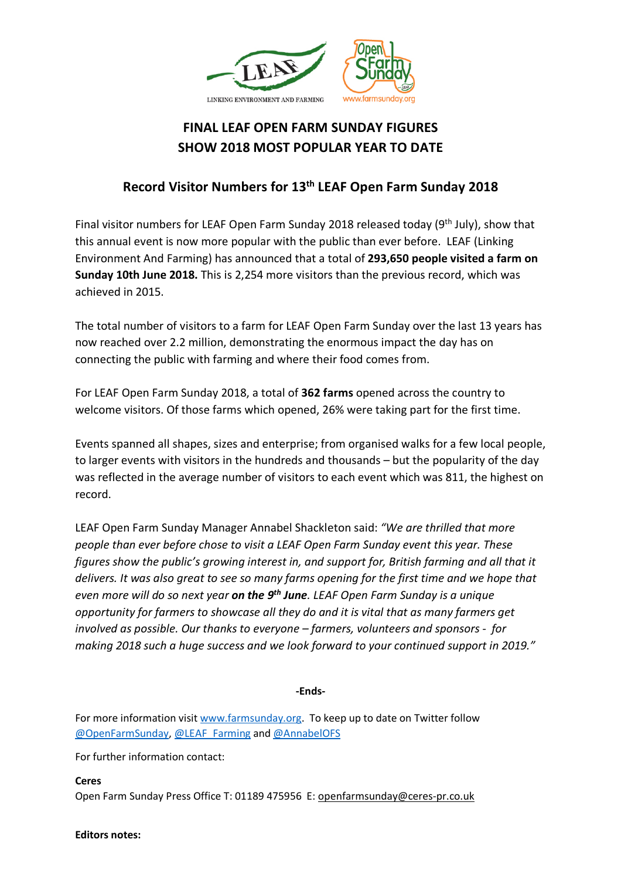# FINAL LEAF OPEN FARM SUNDAY FIGURES SHOW 2018 MOST POPULAR YEAR TO DATE

## Record Visitor Numbers for 13th LEAF Open Farm Sunday 2018

Final visitor numbers for LEAF Open Farm Sunday 2018 released today (9th July), show that this annual event is now more popular with the public than ever before. LEAF (Linking Environment And Farming) has announced that a total of **293,650 people visited a farm on Sunday 10th June 2018.** This is 2,254 more visitors than the previous record, which was achieved in 2015.

The total number of visitors to a farm for LEAF Open Farm Sunday over the last 13 years has now reached over 2.2 million, demonstrating the enormous impact the day has on connecting the public with farming and where their food comes from.

For LEAF Open Farm Sunday 2018, a total of **362 farms** opened across the country to welcome visitors. Of those farms which opened, 26% were taking part for the first time.

Events spanned all shapes, sizes and enterprise; from organised walks for a few local people, to larger events with visitors in the hundreds and thousands – but the popularity of the day was reflected in the average number of visitors to each event which was 811, the highest on record.

LEAF Open Farm Sunday Manager Annabel Shackleton said: *"We are thrilled that more people than ever before chose to visit a LEAF Open Farm Sunday event this year. These figures show the public's growing interest in, and support for, British farming and all that it delivers. It was also great to see so many farms opening for the first time and we hope that even more will do so next year* ***on the 9th June****. LEAF Open Farm Sunday is a unique opportunity for farmers to showcase all they do and it is vital that as many farmers get involved as possible. Our thanks to everyone – farmers, volunteers and sponsors - for making 2018 such a huge success and we look forward to your continued support in 2019."*

**-Ends-**

For more information visit www.farmsunday.org. To keep up to date on Twitter follow @OpenFarmSunday, @LEAF_Farming and @AnnabelOFS

For further information contact:

**Ceres**
Open Farm Sunday Press Office T: 01189 475956 E: openfarmsunday@ceres-pr.co.uk

**Editors notes:**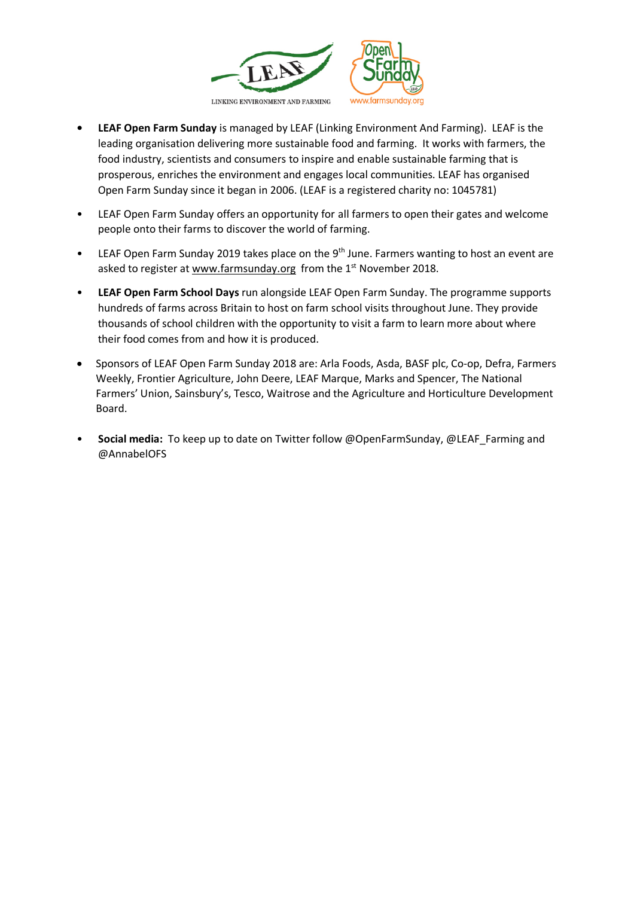- **LEAF Open Farm Sunday** is managed by LEAF (Linking Environment And Farming). LEAF is the leading organisation delivering more sustainable food and farming. It works with farmers, the food industry, scientists and consumers to inspire and enable sustainable farming that is prosperous, enriches the environment and engages local communities. LEAF has organised Open Farm Sunday since it began in 2006. (LEAF is a registered charity no: 1045781)

- LEAF Open Farm Sunday offers an opportunity for all farmers to open their gates and welcome people onto their farms to discover the world of farming.

- LEAF Open Farm Sunday 2019 takes place on the 9th June. Farmers wanting to host an event are asked to register at www.farmsunday.org from the 1st November 2018.

- **LEAF Open Farm School Days** run alongside LEAF Open Farm Sunday. The programme supports hundreds of farms across Britain to host on farm school visits throughout June. They provide thousands of school children with the opportunity to visit a farm to learn more about where their food comes from and how it is produced.

- Sponsors of LEAF Open Farm Sunday 2018 are: Arla Foods, Asda, BASF plc, Co-op, Defra, Farmers Weekly, Frontier Agriculture, John Deere, LEAF Marque, Marks and Spencer, The National Farmers' Union, Sainsbury's, Tesco, Waitrose and the Agriculture and Horticulture Development Board.

- **Social media:** To keep up to date on Twitter follow @OpenFarmSunday, @LEAF_Farming and @AnnabelOFS